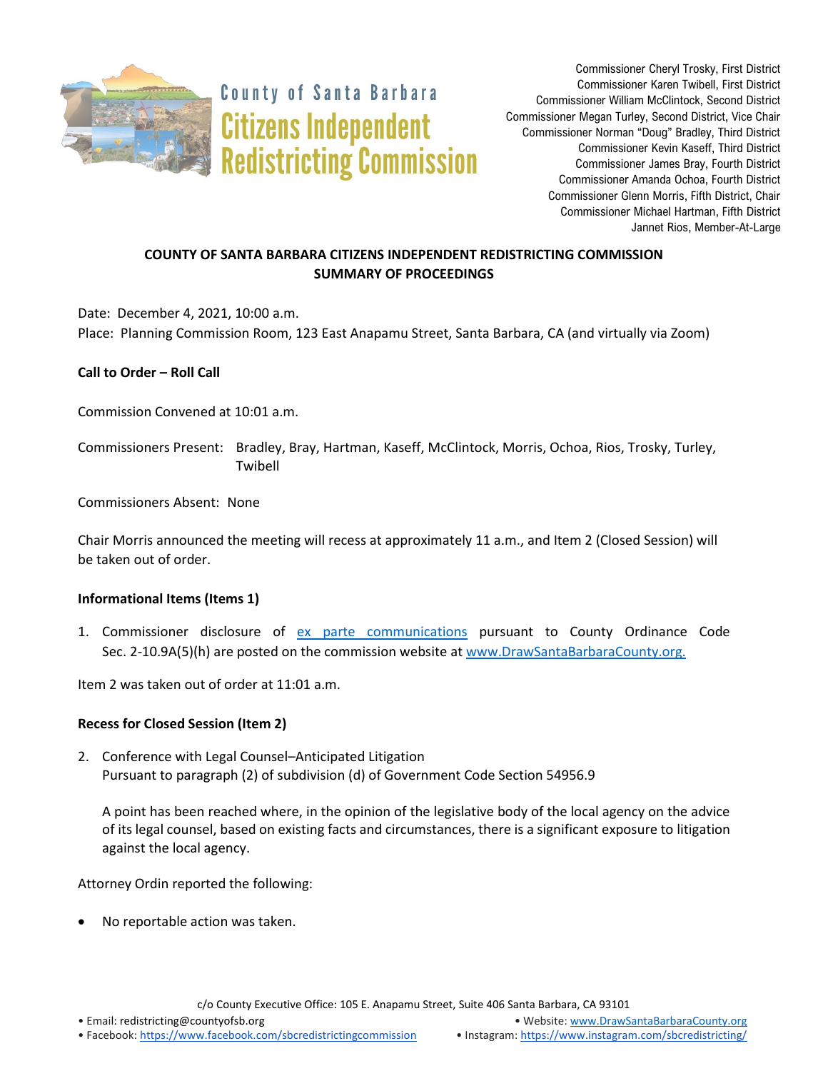County of Santa Barbara
**Citizens Independent Redistricting Commission**

Commissioner Cheryl Trosky, First District
Commissioner Karen Twibell, First District
Commissioner William McClintock, Second District
Commissioner Megan Turley, Second District, Vice Chair
Commissioner Norman "Doug" Bradley, Third District
Commissioner Kevin Kaseff, Third District
Commissioner James Bray, Fourth District
Commissioner Amanda Ochoa, Fourth District
Commissioner Glenn Morris, Fifth District, Chair
Commissioner Michael Hartman, Fifth District
Jannet Rios, Member-At-Large

## COUNTY OF SANTA BARBARA CITIZENS INDEPENDENT REDISTRICTING COMMISSION SUMMARY OF PROCEEDINGS

Date: December 4, 2021, 10:00 a.m.
Place: Planning Commission Room, 123 East Anapamu Street, Santa Barbara, CA (and virtually via Zoom)

**Call to Order – Roll Call**

Commission Convened at 10:01 a.m.

Commissioners Present: Bradley, Bray, Hartman, Kaseff, McClintock, Morris, Ochoa, Rios, Trosky, Turley, Twibell

Commissioners Absent: None

Chair Morris announced the meeting will recess at approximately 11 a.m., and Item 2 (Closed Session) will be taken out of order.

**Informational Items (Items 1)**

1. Commissioner disclosure of ex parte communications pursuant to County Ordinance Code Sec. 2-10.9A(5)(h) are posted on the commission website at www.DrawSantaBarbaraCounty.org.

Item 2 was taken out of order at 11:01 a.m.

**Recess for Closed Session (Item 2)**

2. Conference with Legal Counsel–Anticipated Litigation
   Pursuant to paragraph (2) of subdivision (d) of Government Code Section 54956.9

   A point has been reached where, in the opinion of the legislative body of the local agency on the advice of its legal counsel, based on existing facts and circumstances, there is a significant exposure to litigation against the local agency.

Attorney Ordin reported the following:

- No reportable action was taken.

c/o County Executive Office: 105 E. Anapamu Street, Suite 406 Santa Barbara, CA 93101
• Email: redistricting@countyofsb.org • Website: www.DrawSantaBarbaraCounty.org
• Facebook: https://www.facebook.com/sbcredistrictingcommission • Instagram: https://www.instagram.com/sbcredistricting/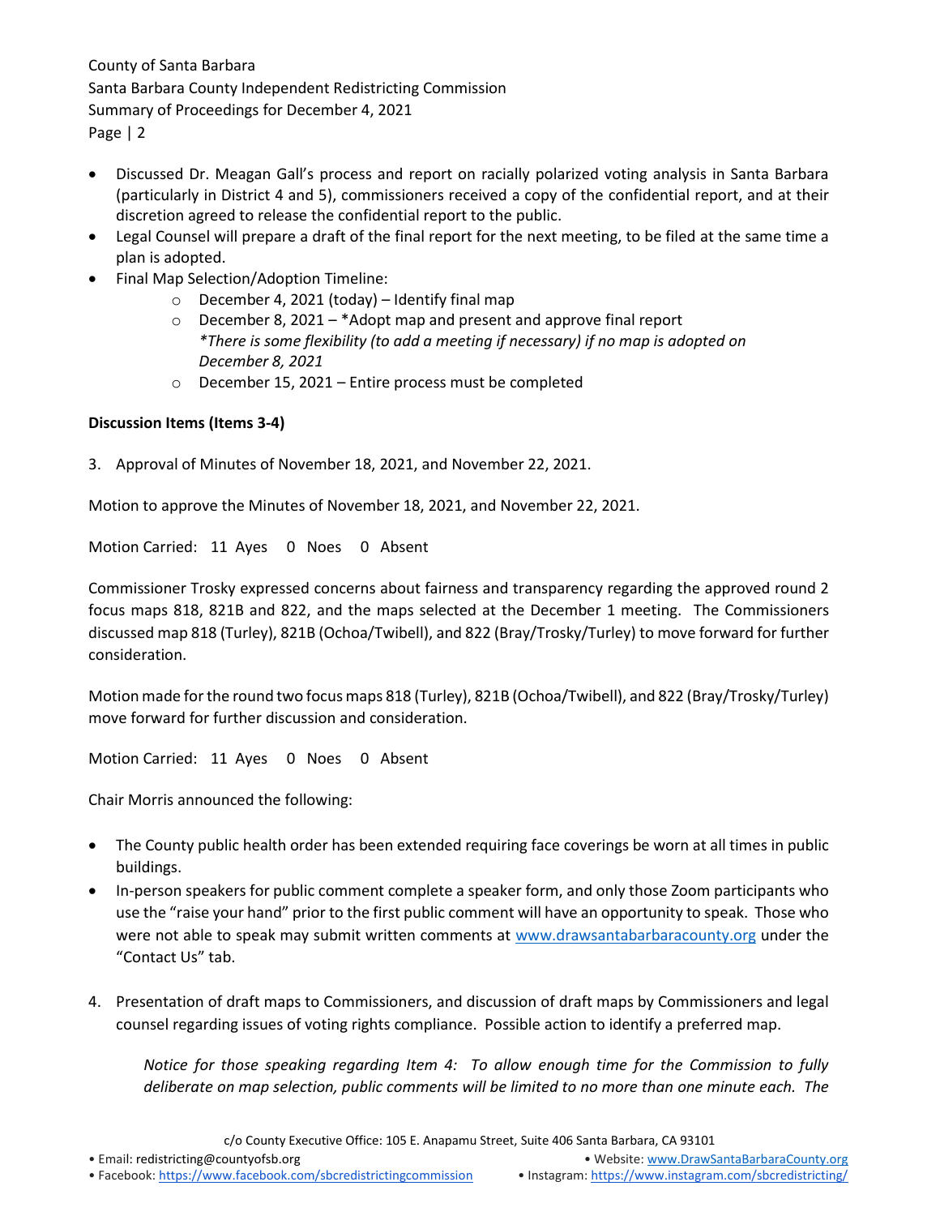- Discussed Dr. Meagan Gall's process and report on racially polarized voting analysis in Santa Barbara (particularly in District 4 and 5), commissioners received a copy of the confidential report, and at their discretion agreed to release the confidential report to the public.
- Legal Counsel will prepare a draft of the final report for the next meeting, to be filed at the same time a plan is adopted.
- Final Map Selection/Adoption Timeline:
    - December 4, 2021 (today) – Identify final map
    - December 8, 2021 – *Adopt map and present and approve final report
      *\*There is some flexibility (to add a meeting if necessary) if no map is adopted on December 8, 2021*
    - December 15, 2021 – Entire process must be completed

**Discussion Items (Items 3-4)**

3. Approval of Minutes of November 18, 2021, and November 22, 2021.

Motion to approve the Minutes of November 18, 2021, and November 22, 2021.

Motion Carried: 11 Ayes 0 Noes 0 Absent

Commissioner Trosky expressed concerns about fairness and transparency regarding the approved round 2 focus maps 818, 821B and 822, and the maps selected at the December 1 meeting. The Commissioners discussed map 818 (Turley), 821B (Ochoa/Twibell), and 822 (Bray/Trosky/Turley) to move forward for further consideration.

Motion made for the round two focus maps 818 (Turley), 821B (Ochoa/Twibell), and 822 (Bray/Trosky/Turley) move forward for further discussion and consideration.

Motion Carried: 11 Ayes 0 Noes 0 Absent

Chair Morris announced the following:

- The County public health order has been extended requiring face coverings be worn at all times in public buildings.
- In-person speakers for public comment complete a speaker form, and only those Zoom participants who use the "raise your hand" prior to the first public comment will have an opportunity to speak. Those who were not able to speak may submit written comments at www.drawsantabarbaracounty.org under the "Contact Us" tab.

4. Presentation of draft maps to Commissioners, and discussion of draft maps by Commissioners and legal counsel regarding issues of voting rights compliance. Possible action to identify a preferred map.

   *Notice for those speaking regarding Item 4: To allow enough time for the Commission to fully deliberate on map selection, public comments will be limited to no more than one minute each. The*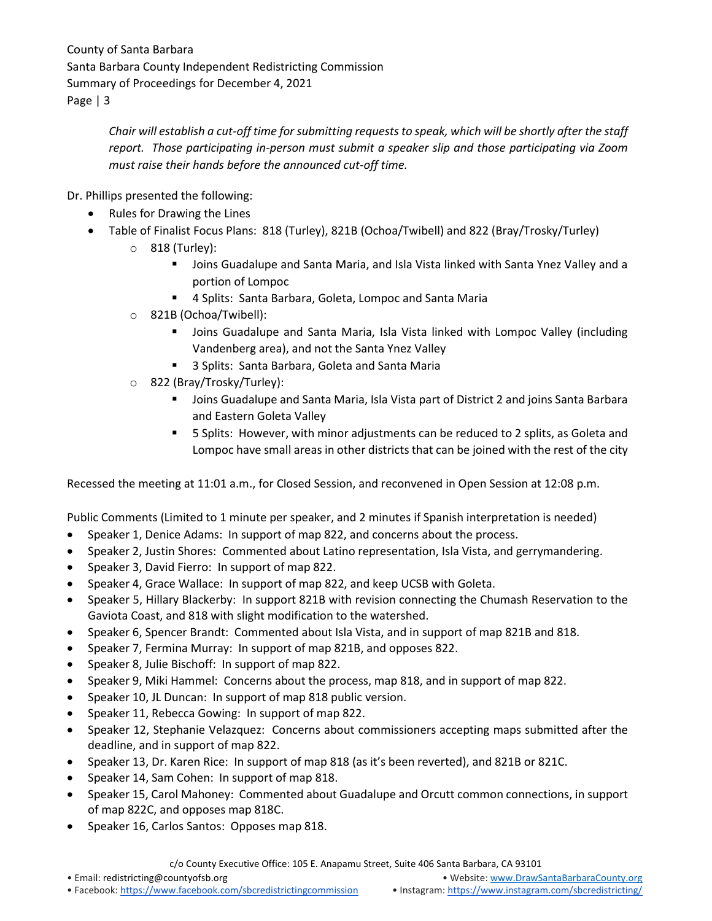*Chair will establish a cut-off time for submitting requests to speak, which will be shortly after the staff report. Those participating in-person must submit a speaker slip and those participating via Zoom must raise their hands before the announced cut-off time.*

Dr. Phillips presented the following:

- Rules for Drawing the Lines
- Table of Finalist Focus Plans: 818 (Turley), 821B (Ochoa/Twibell) and 822 (Bray/Trosky/Turley)
  - 818 (Turley):
    - Joins Guadalupe and Santa Maria, and Isla Vista linked with Santa Ynez Valley and a portion of Lompoc
    - 4 Splits: Santa Barbara, Goleta, Lompoc and Santa Maria
  - 821B (Ochoa/Twibell):
    - Joins Guadalupe and Santa Maria, Isla Vista linked with Lompoc Valley (including Vandenberg area), and not the Santa Ynez Valley
    - 3 Splits: Santa Barbara, Goleta and Santa Maria
  - 822 (Bray/Trosky/Turley):
    - Joins Guadalupe and Santa Maria, Isla Vista part of District 2 and joins Santa Barbara and Eastern Goleta Valley
    - 5 Splits: However, with minor adjustments can be reduced to 2 splits, as Goleta and Lompoc have small areas in other districts that can be joined with the rest of the city

Recessed the meeting at 11:01 a.m., for Closed Session, and reconvened in Open Session at 12:08 p.m.

Public Comments (Limited to 1 minute per speaker, and 2 minutes if Spanish interpretation is needed)

- Speaker 1, Denice Adams: In support of map 822, and concerns about the process.
- Speaker 2, Justin Shores: Commented about Latino representation, Isla Vista, and gerrymandering.
- Speaker 3, David Fierro: In support of map 822.
- Speaker 4, Grace Wallace: In support of map 822, and keep UCSB with Goleta.
- Speaker 5, Hillary Blackerby: In support 821B with revision connecting the Chumash Reservation to the Gaviota Coast, and 818 with slight modification to the watershed.
- Speaker 6, Spencer Brandt: Commented about Isla Vista, and in support of map 821B and 818.
- Speaker 7, Fermina Murray: In support of map 821B, and opposes 822.
- Speaker 8, Julie Bischoff: In support of map 822.
- Speaker 9, Miki Hammel: Concerns about the process, map 818, and in support of map 822.
- Speaker 10, JL Duncan: In support of map 818 public version.
- Speaker 11, Rebecca Gowing: In support of map 822.
- Speaker 12, Stephanie Velazquez: Concerns about commissioners accepting maps submitted after the deadline, and in support of map 822.
- Speaker 13, Dr. Karen Rice: In support of map 818 (as it's been reverted), and 821B or 821C.
- Speaker 14, Sam Cohen: In support of map 818.
- Speaker 15, Carol Mahoney: Commented about Guadalupe and Orcutt common connections, in support of map 822C, and opposes map 818C.
- Speaker 16, Carlos Santos: Opposes map 818.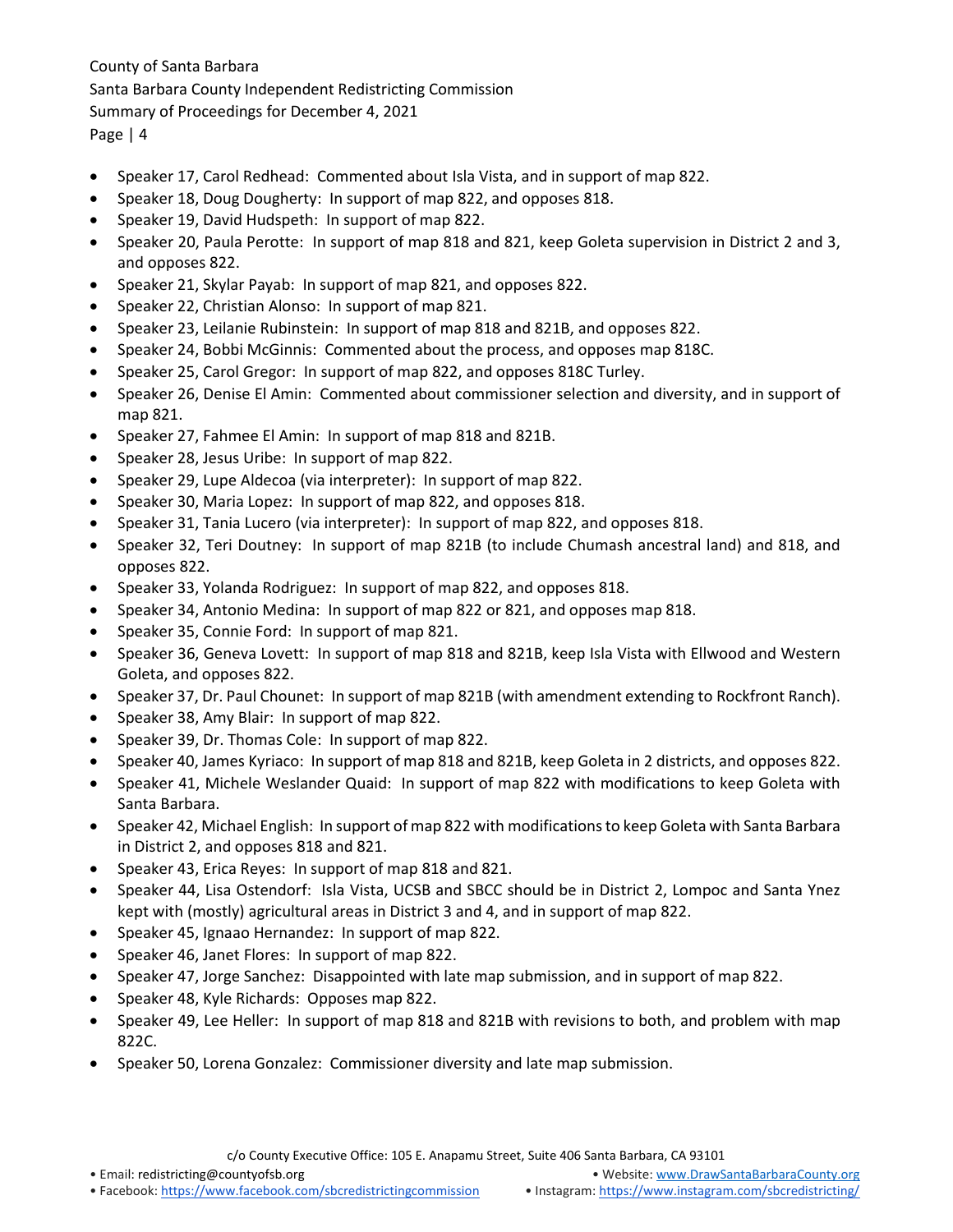- Speaker 17, Carol Redhead: Commented about Isla Vista, and in support of map 822.
- Speaker 18, Doug Dougherty: In support of map 822, and opposes 818.
- Speaker 19, David Hudspeth: In support of map 822.
- Speaker 20, Paula Perotte: In support of map 818 and 821, keep Goleta supervision in District 2 and 3, and opposes 822.
- Speaker 21, Skylar Payab: In support of map 821, and opposes 822.
- Speaker 22, Christian Alonso: In support of map 821.
- Speaker 23, Leilanie Rubinstein: In support of map 818 and 821B, and opposes 822.
- Speaker 24, Bobbi McGinnis: Commented about the process, and opposes map 818C.
- Speaker 25, Carol Gregor: In support of map 822, and opposes 818C Turley.
- Speaker 26, Denise El Amin: Commented about commissioner selection and diversity, and in support of map 821.
- Speaker 27, Fahmee El Amin: In support of map 818 and 821B.
- Speaker 28, Jesus Uribe: In support of map 822.
- Speaker 29, Lupe Aldecoa (via interpreter): In support of map 822.
- Speaker 30, Maria Lopez: In support of map 822, and opposes 818.
- Speaker 31, Tania Lucero (via interpreter): In support of map 822, and opposes 818.
- Speaker 32, Teri Doutney: In support of map 821B (to include Chumash ancestral land) and 818, and opposes 822.
- Speaker 33, Yolanda Rodriguez: In support of map 822, and opposes 818.
- Speaker 34, Antonio Medina: In support of map 822 or 821, and opposes map 818.
- Speaker 35, Connie Ford: In support of map 821.
- Speaker 36, Geneva Lovett: In support of map 818 and 821B, keep Isla Vista with Ellwood and Western Goleta, and opposes 822.
- Speaker 37, Dr. Paul Chounet: In support of map 821B (with amendment extending to Rockfront Ranch).
- Speaker 38, Amy Blair: In support of map 822.
- Speaker 39, Dr. Thomas Cole: In support of map 822.
- Speaker 40, James Kyriaco: In support of map 818 and 821B, keep Goleta in 2 districts, and opposes 822.
- Speaker 41, Michele Weslander Quaid: In support of map 822 with modifications to keep Goleta with Santa Barbara.
- Speaker 42, Michael English: In support of map 822 with modifications to keep Goleta with Santa Barbara in District 2, and opposes 818 and 821.
- Speaker 43, Erica Reyes: In support of map 818 and 821.
- Speaker 44, Lisa Ostendorf: Isla Vista, UCSB and SBCC should be in District 2, Lompoc and Santa Ynez kept with (mostly) agricultural areas in District 3 and 4, and in support of map 822.
- Speaker 45, Ignaao Hernandez: In support of map 822.
- Speaker 46, Janet Flores: In support of map 822.
- Speaker 47, Jorge Sanchez: Disappointed with late map submission, and in support of map 822.
- Speaker 48, Kyle Richards: Opposes map 822.
- Speaker 49, Lee Heller: In support of map 818 and 821B with revisions to both, and problem with map 822C.
- Speaker 50, Lorena Gonzalez: Commissioner diversity and late map submission.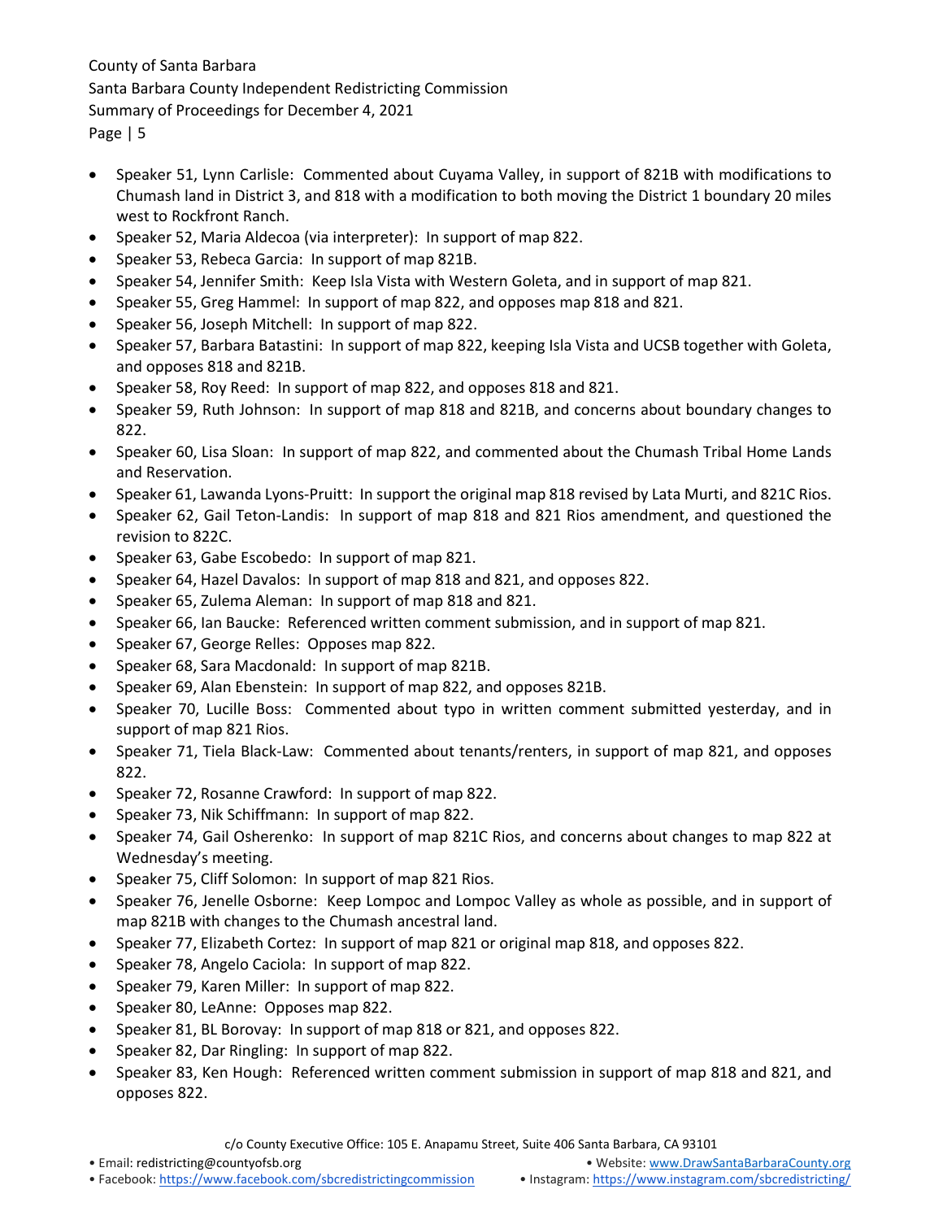- Speaker 51, Lynn Carlisle: Commented about Cuyama Valley, in support of 821B with modifications to Chumash land in District 3, and 818 with a modification to both moving the District 1 boundary 20 miles west to Rockfront Ranch.
- Speaker 52, Maria Aldecoa (via interpreter): In support of map 822.
- Speaker 53, Rebeca Garcia: In support of map 821B.
- Speaker 54, Jennifer Smith: Keep Isla Vista with Western Goleta, and in support of map 821.
- Speaker 55, Greg Hammel: In support of map 822, and opposes map 818 and 821.
- Speaker 56, Joseph Mitchell: In support of map 822.
- Speaker 57, Barbara Batastini: In support of map 822, keeping Isla Vista and UCSB together with Goleta, and opposes 818 and 821B.
- Speaker 58, Roy Reed: In support of map 822, and opposes 818 and 821.
- Speaker 59, Ruth Johnson: In support of map 818 and 821B, and concerns about boundary changes to 822.
- Speaker 60, Lisa Sloan: In support of map 822, and commented about the Chumash Tribal Home Lands and Reservation.
- Speaker 61, Lawanda Lyons-Pruitt: In support the original map 818 revised by Lata Murti, and 821C Rios.
- Speaker 62, Gail Teton-Landis: In support of map 818 and 821 Rios amendment, and questioned the revision to 822C.
- Speaker 63, Gabe Escobedo: In support of map 821.
- Speaker 64, Hazel Davalos: In support of map 818 and 821, and opposes 822.
- Speaker 65, Zulema Aleman: In support of map 818 and 821.
- Speaker 66, Ian Baucke: Referenced written comment submission, and in support of map 821.
- Speaker 67, George Relles: Opposes map 822.
- Speaker 68, Sara Macdonald: In support of map 821B.
- Speaker 69, Alan Ebenstein: In support of map 822, and opposes 821B.
- Speaker 70, Lucille Boss: Commented about typo in written comment submitted yesterday, and in support of map 821 Rios.
- Speaker 71, Tiela Black-Law: Commented about tenants/renters, in support of map 821, and opposes 822.
- Speaker 72, Rosanne Crawford: In support of map 822.
- Speaker 73, Nik Schiffmann: In support of map 822.
- Speaker 74, Gail Osherenko: In support of map 821C Rios, and concerns about changes to map 822 at Wednesday's meeting.
- Speaker 75, Cliff Solomon: In support of map 821 Rios.
- Speaker 76, Jenelle Osborne: Keep Lompoc and Lompoc Valley as whole as possible, and in support of map 821B with changes to the Chumash ancestral land.
- Speaker 77, Elizabeth Cortez: In support of map 821 or original map 818, and opposes 822.
- Speaker 78, Angelo Caciola: In support of map 822.
- Speaker 79, Karen Miller: In support of map 822.
- Speaker 80, LeAnne: Opposes map 822.
- Speaker 81, BL Borovay: In support of map 818 or 821, and opposes 822.
- Speaker 82, Dar Ringling: In support of map 822.
- Speaker 83, Ken Hough: Referenced written comment submission in support of map 818 and 821, and opposes 822.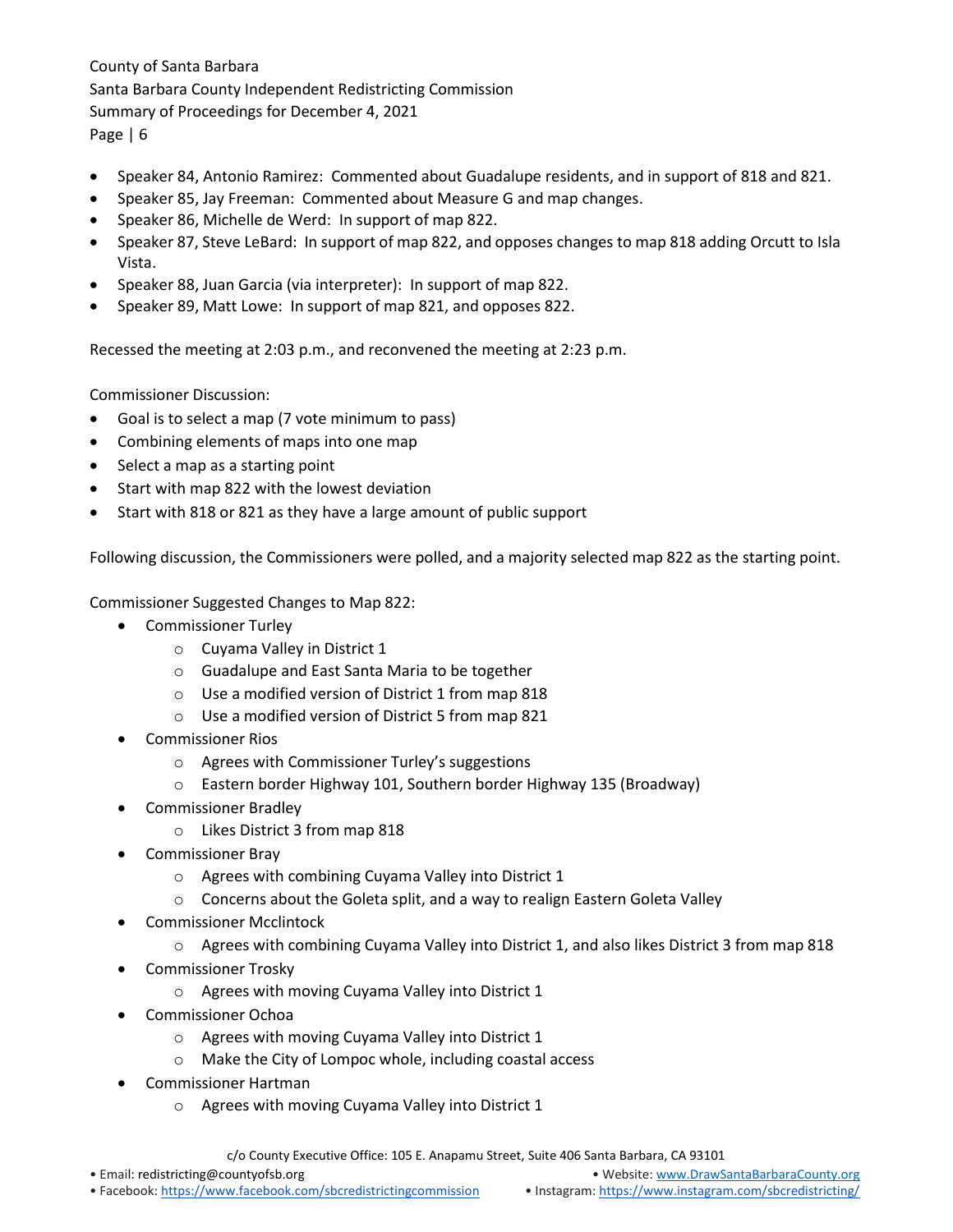- Speaker 84, Antonio Ramirez: Commented about Guadalupe residents, and in support of 818 and 821.
- Speaker 85, Jay Freeman: Commented about Measure G and map changes.
- Speaker 86, Michelle de Werd: In support of map 822.
- Speaker 87, Steve LeBard: In support of map 822, and opposes changes to map 818 adding Orcutt to Isla Vista.
- Speaker 88, Juan Garcia (via interpreter): In support of map 822.
- Speaker 89, Matt Lowe: In support of map 821, and opposes 822.

Recessed the meeting at 2:03 p.m., and reconvened the meeting at 2:23 p.m.

Commissioner Discussion:

- Goal is to select a map (7 vote minimum to pass)
- Combining elements of maps into one map
- Select a map as a starting point
- Start with map 822 with the lowest deviation
- Start with 818 or 821 as they have a large amount of public support

Following discussion, the Commissioners were polled, and a majority selected map 822 as the starting point.

Commissioner Suggested Changes to Map 822:

- Commissioner Turley
  - Cuyama Valley in District 1
  - Guadalupe and East Santa Maria to be together
  - Use a modified version of District 1 from map 818
  - Use a modified version of District 5 from map 821
- Commissioner Rios
  - Agrees with Commissioner Turley's suggestions
  - Eastern border Highway 101, Southern border Highway 135 (Broadway)
- Commissioner Bradley
  - Likes District 3 from map 818
- Commissioner Bray
  - Agrees with combining Cuyama Valley into District 1
  - Concerns about the Goleta split, and a way to realign Eastern Goleta Valley
- Commissioner Mcclintock
  - Agrees with combining Cuyama Valley into District 1, and also likes District 3 from map 818
- Commissioner Trosky
  - Agrees with moving Cuyama Valley into District 1
- Commissioner Ochoa
  - Agrees with moving Cuyama Valley into District 1
  - Make the City of Lompoc whole, including coastal access
- Commissioner Hartman
  - Agrees with moving Cuyama Valley into District 1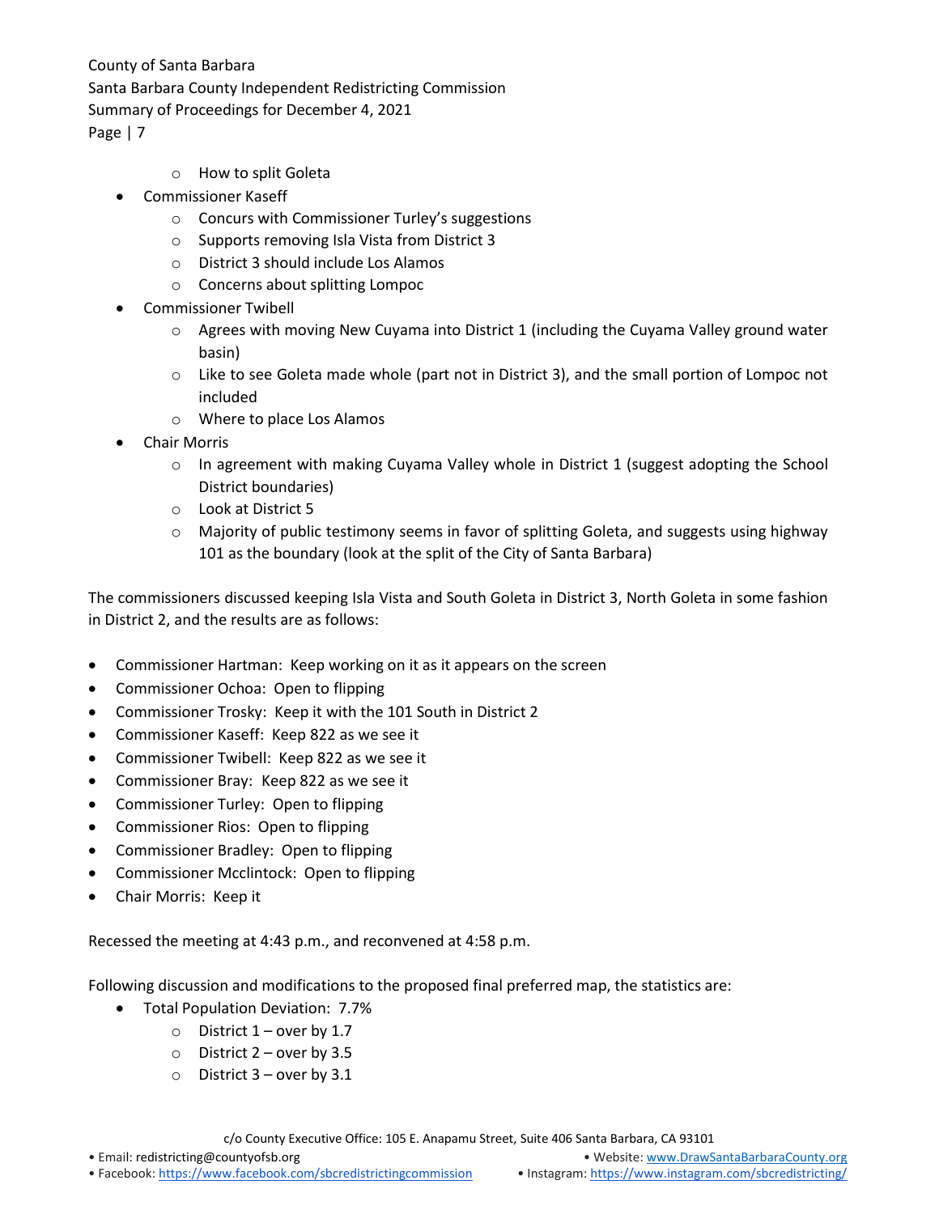- How to split Goleta
- Commissioner Kaseff
  - Concurs with Commissioner Turley's suggestions
  - Supports removing Isla Vista from District 3
  - District 3 should include Los Alamos
  - Concerns about splitting Lompoc
- Commissioner Twibell
  - Agrees with moving New Cuyama into District 1 (including the Cuyama Valley ground water basin)
  - Like to see Goleta made whole (part not in District 3), and the small portion of Lompoc not included
  - Where to place Los Alamos
- Chair Morris
  - In agreement with making Cuyama Valley whole in District 1 (suggest adopting the School District boundaries)
  - Look at District 5
  - Majority of public testimony seems in favor of splitting Goleta, and suggests using highway 101 as the boundary (look at the split of the City of Santa Barbara)

The commissioners discussed keeping Isla Vista and South Goleta in District 3, North Goleta in some fashion in District 2, and the results are as follows:

- Commissioner Hartman: Keep working on it as it appears on the screen
- Commissioner Ochoa: Open to flipping
- Commissioner Trosky: Keep it with the 101 South in District 2
- Commissioner Kaseff: Keep 822 as we see it
- Commissioner Twibell: Keep 822 as we see it
- Commissioner Bray: Keep 822 as we see it
- Commissioner Turley: Open to flipping
- Commissioner Rios: Open to flipping
- Commissioner Bradley: Open to flipping
- Commissioner Mcclintock: Open to flipping
- Chair Morris: Keep it

Recessed the meeting at 4:43 p.m., and reconvened at 4:58 p.m.

Following discussion and modifications to the proposed final preferred map, the statistics are:

- Total Population Deviation: 7.7%
  - District 1 – over by 1.7
  - District 2 – over by 3.5
  - District 3 – over by 3.1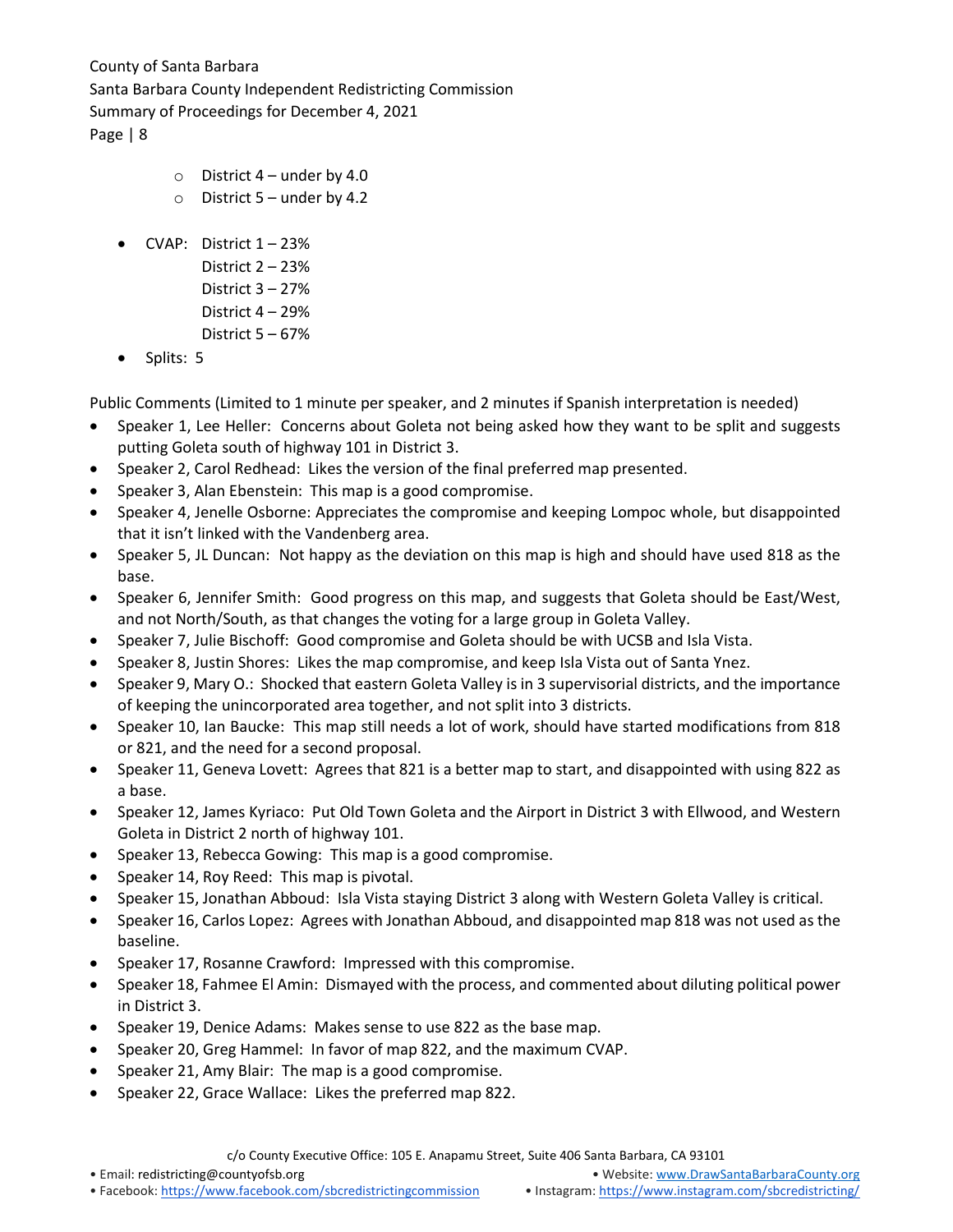- District 4 – under by 4.0
  - District 5 – under by 4.2

- CVAP: District 1 – 23%
  District 2 – 23%
  District 3 – 27%
  District 4 – 29%
  District 5 – 67%
- Splits: 5

Public Comments (Limited to 1 minute per speaker, and 2 minutes if Spanish interpretation is needed)

- Speaker 1, Lee Heller: Concerns about Goleta not being asked how they want to be split and suggests putting Goleta south of highway 101 in District 3.
- Speaker 2, Carol Redhead: Likes the version of the final preferred map presented.
- Speaker 3, Alan Ebenstein: This map is a good compromise.
- Speaker 4, Jenelle Osborne: Appreciates the compromise and keeping Lompoc whole, but disappointed that it isn't linked with the Vandenberg area.
- Speaker 5, JL Duncan: Not happy as the deviation on this map is high and should have used 818 as the base.
- Speaker 6, Jennifer Smith: Good progress on this map, and suggests that Goleta should be East/West, and not North/South, as that changes the voting for a large group in Goleta Valley.
- Speaker 7, Julie Bischoff: Good compromise and Goleta should be with UCSB and Isla Vista.
- Speaker 8, Justin Shores: Likes the map compromise, and keep Isla Vista out of Santa Ynez.
- Speaker 9, Mary O.: Shocked that eastern Goleta Valley is in 3 supervisorial districts, and the importance of keeping the unincorporated area together, and not split into 3 districts.
- Speaker 10, Ian Baucke: This map still needs a lot of work, should have started modifications from 818 or 821, and the need for a second proposal.
- Speaker 11, Geneva Lovett: Agrees that 821 is a better map to start, and disappointed with using 822 as a base.
- Speaker 12, James Kyriaco: Put Old Town Goleta and the Airport in District 3 with Ellwood, and Western Goleta in District 2 north of highway 101.
- Speaker 13, Rebecca Gowing: This map is a good compromise.
- Speaker 14, Roy Reed: This map is pivotal.
- Speaker 15, Jonathan Abboud: Isla Vista staying District 3 along with Western Goleta Valley is critical.
- Speaker 16, Carlos Lopez: Agrees with Jonathan Abboud, and disappointed map 818 was not used as the baseline.
- Speaker 17, Rosanne Crawford: Impressed with this compromise.
- Speaker 18, Fahmee El Amin: Dismayed with the process, and commented about diluting political power in District 3.
- Speaker 19, Denice Adams: Makes sense to use 822 as the base map.
- Speaker 20, Greg Hammel: In favor of map 822, and the maximum CVAP.
- Speaker 21, Amy Blair: The map is a good compromise.
- Speaker 22, Grace Wallace: Likes the preferred map 822.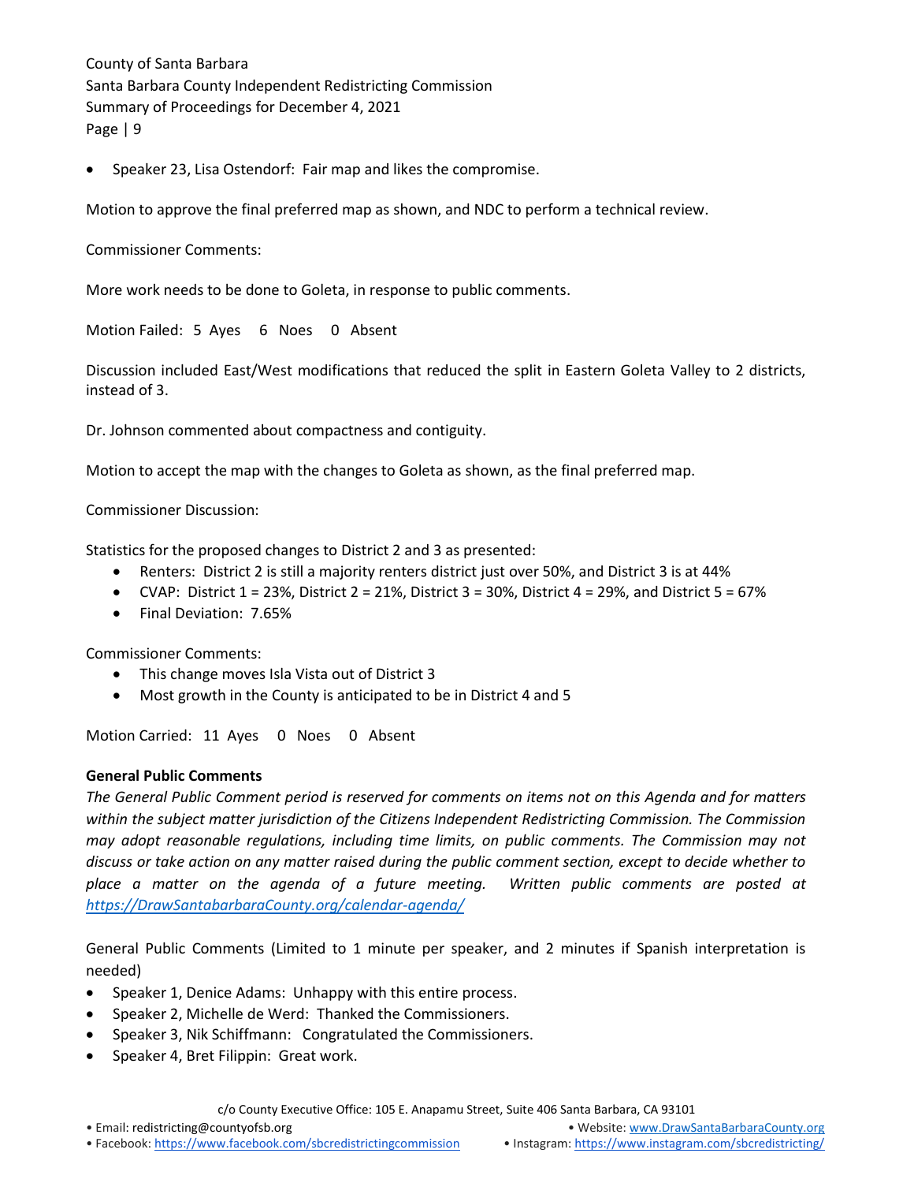- Speaker 23, Lisa Ostendorf: Fair map and likes the compromise.

Motion to approve the final preferred map as shown, and NDC to perform a technical review.

Commissioner Comments:

More work needs to be done to Goleta, in response to public comments.

Motion Failed: 5 Ayes 6 Noes 0 Absent

Discussion included East/West modifications that reduced the split in Eastern Goleta Valley to 2 districts, instead of 3.

Dr. Johnson commented about compactness and contiguity.

Motion to accept the map with the changes to Goleta as shown, as the final preferred map.

Commissioner Discussion:

Statistics for the proposed changes to District 2 and 3 as presented:

- Renters: District 2 is still a majority renters district just over 50%, and District 3 is at 44%
- CVAP: District 1 = 23%, District 2 = 21%, District 3 = 30%, District 4 = 29%, and District 5 = 67%
- Final Deviation: 7.65%

Commissioner Comments:

- This change moves Isla Vista out of District 3
- Most growth in the County is anticipated to be in District 4 and 5

Motion Carried: 11 Ayes 0 Noes 0 Absent

**General Public Comments**

*The General Public Comment period is reserved for comments on items not on this Agenda and for matters within the subject matter jurisdiction of the Citizens Independent Redistricting Commission. The Commission may adopt reasonable regulations, including time limits, on public comments. The Commission may not discuss or take action on any matter raised during the public comment section, except to decide whether to place a matter on the agenda of a future meeting. Written public comments are posted at [https://DrawSantabarbaraCounty.org/calendar-agenda/](https://DrawSantabarbaraCounty.org/calendar-agenda/)*

General Public Comments (Limited to 1 minute per speaker, and 2 minutes if Spanish interpretation is needed)

- Speaker 1, Denice Adams: Unhappy with this entire process.
- Speaker 2, Michelle de Werd: Thanked the Commissioners.
- Speaker 3, Nik Schiffmann: Congratulated the Commissioners.
- Speaker 4, Bret Filippin: Great work.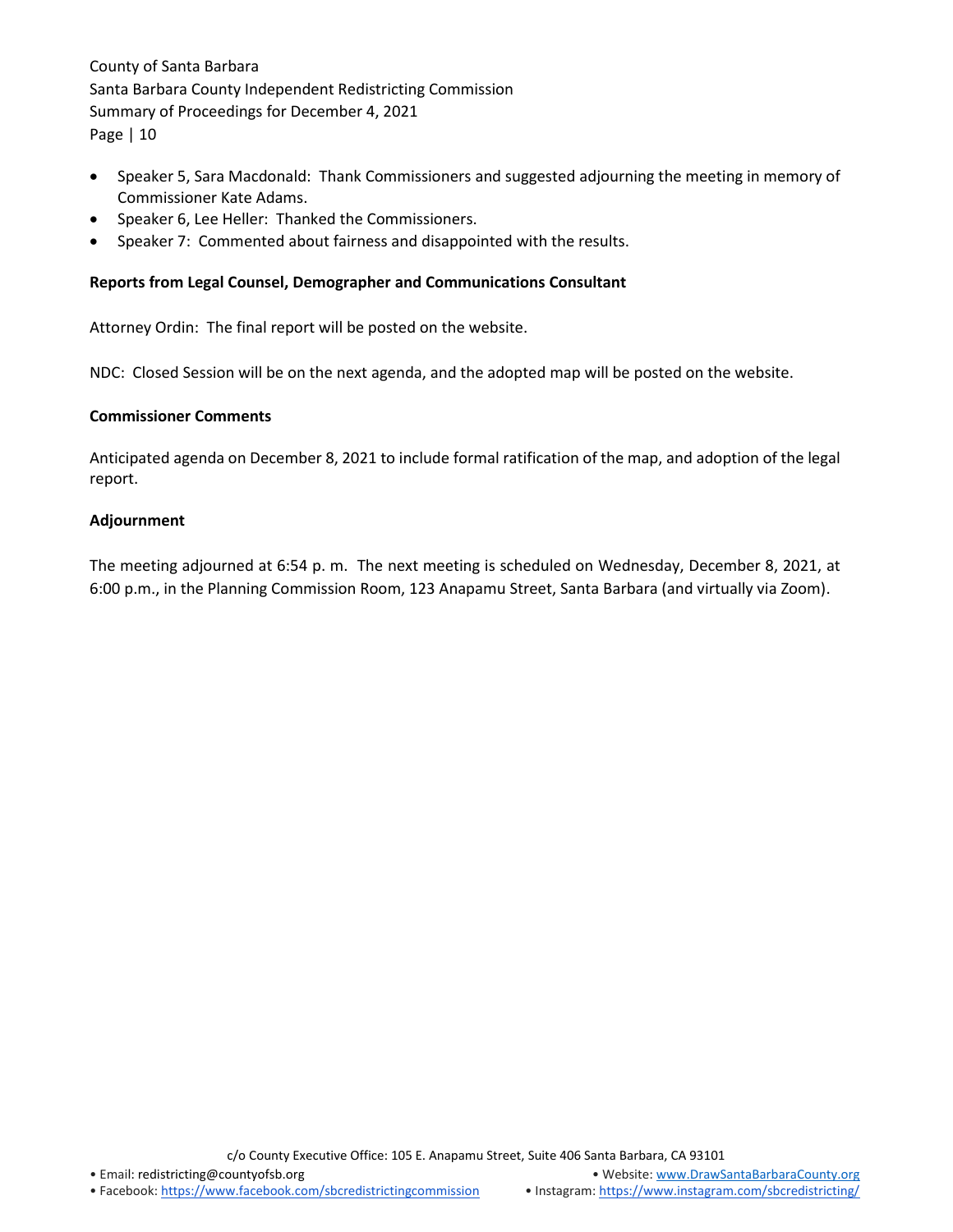- Speaker 5, Sara Macdonald: Thank Commissioners and suggested adjourning the meeting in memory of Commissioner Kate Adams.
- Speaker 6, Lee Heller: Thanked the Commissioners.
- Speaker 7: Commented about fairness and disappointed with the results.

**Reports from Legal Counsel, Demographer and Communications Consultant**

Attorney Ordin: The final report will be posted on the website.

NDC: Closed Session will be on the next agenda, and the adopted map will be posted on the website.

**Commissioner Comments**

Anticipated agenda on December 8, 2021 to include formal ratification of the map, and adoption of the legal report.

**Adjournment**

The meeting adjourned at 6:54 p. m. The next meeting is scheduled on Wednesday, December 8, 2021, at 6:00 p.m., in the Planning Commission Room, 123 Anapamu Street, Santa Barbara (and virtually via Zoom).